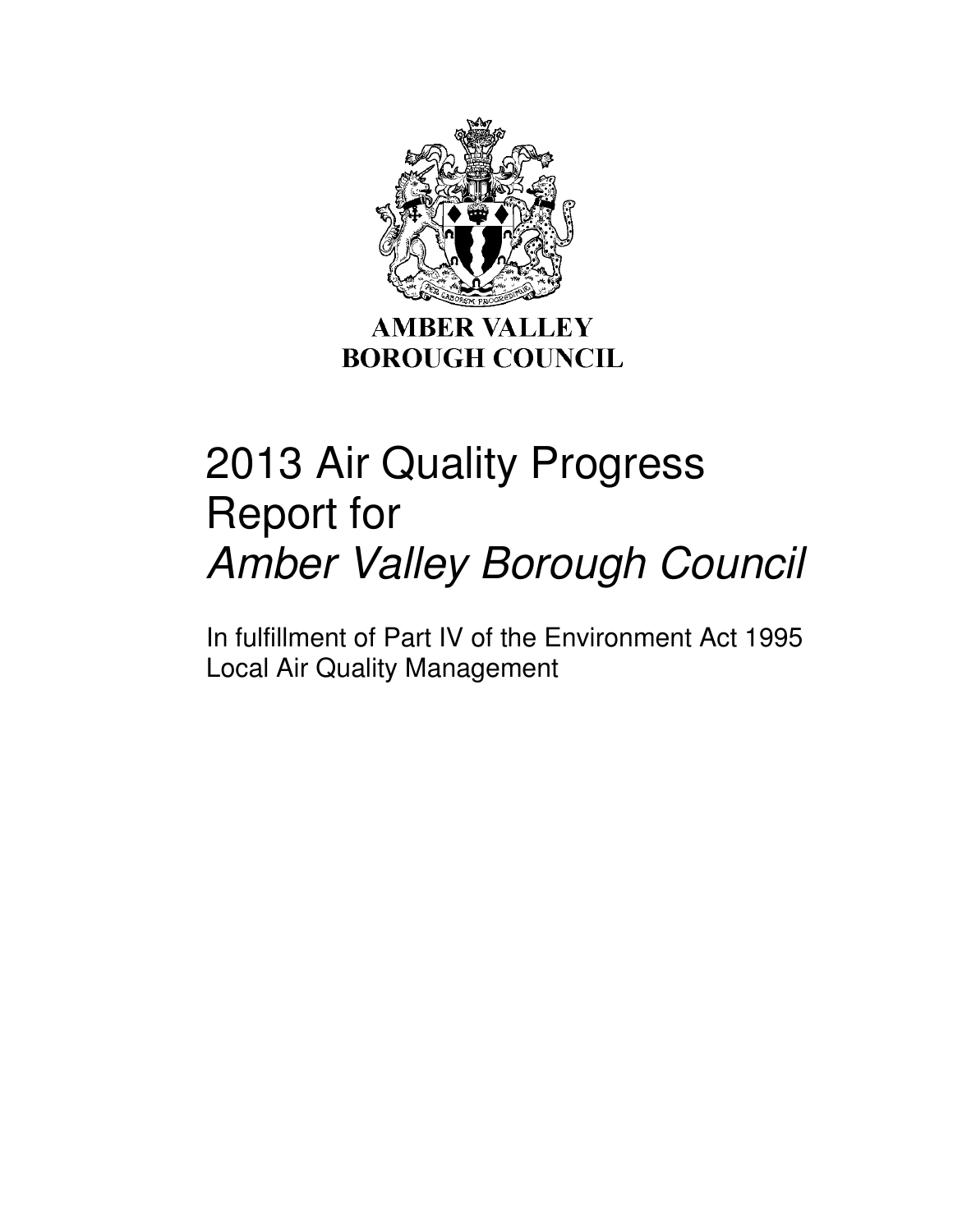AMBER VALLEY
BOROUGH COUNCIL

# 2013 Air Quality Progress Report for *Amber Valley Borough Council*

In fulfillment of Part IV of the Environment Act 1995
Local Air Quality Management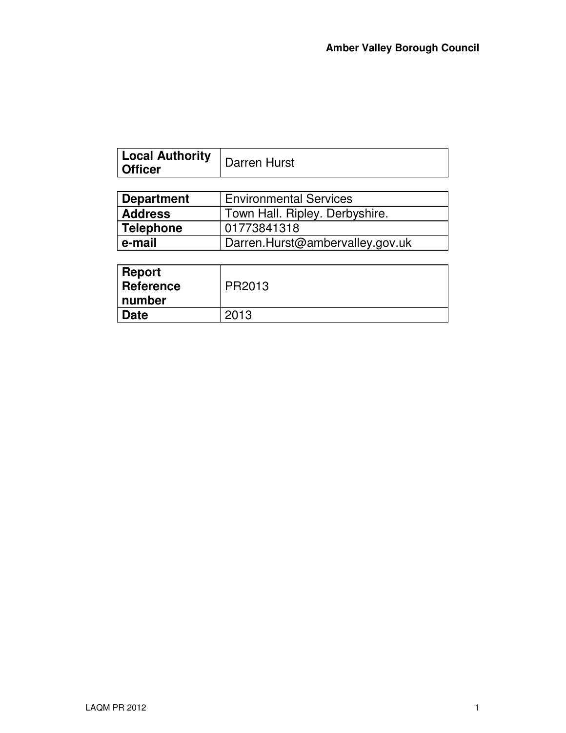| Local Authority Officer | Darren Hurst |
|---|---|

| Department | Environmental Services |
|---|---|
| Address | Town Hall. Ripley. Derbyshire. |
| Telephone | 01773841318 |
| e-mail | Darren.Hurst@ambervalley.gov.uk |

| Report Reference number | PR2013 |
|---|---|
| Date | 2013 |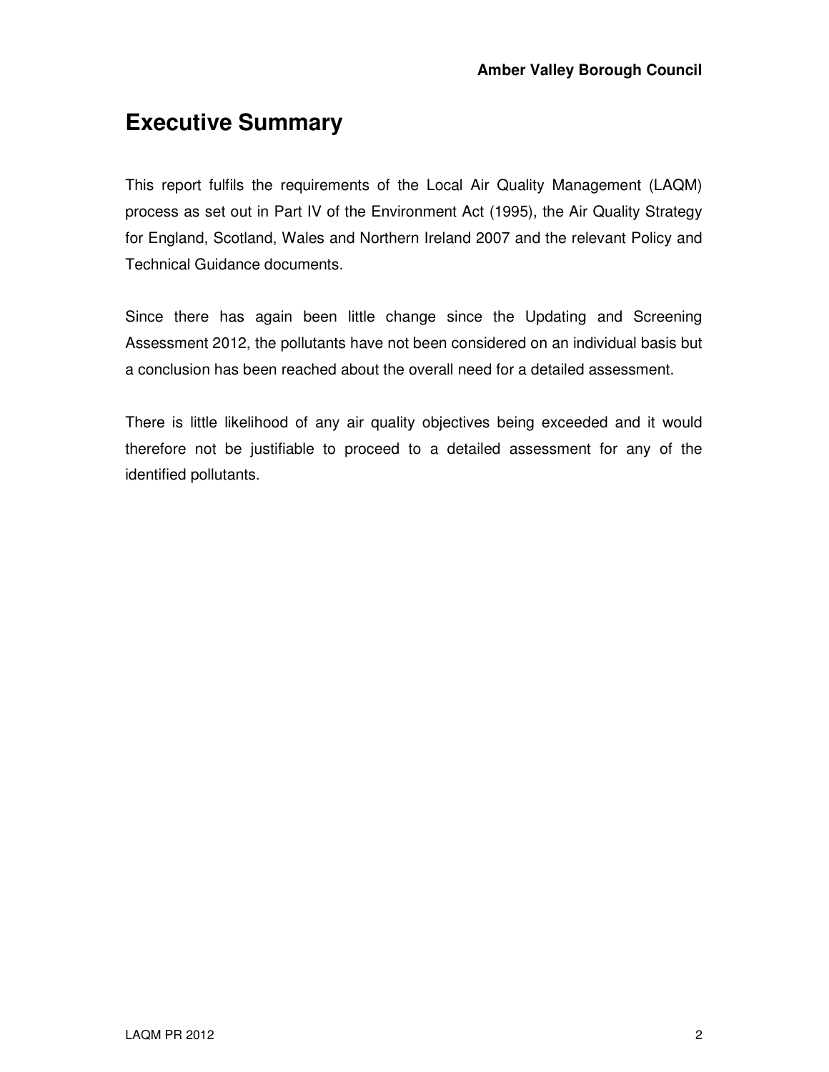# Executive Summary

This report fulfils the requirements of the Local Air Quality Management (LAQM) process as set out in Part IV of the Environment Act (1995), the Air Quality Strategy for England, Scotland, Wales and Northern Ireland 2007 and the relevant Policy and Technical Guidance documents.

Since there has again been little change since the Updating and Screening Assessment 2012, the pollutants have not been considered on an individual basis but a conclusion has been reached about the overall need for a detailed assessment.

There is little likelihood of any air quality objectives being exceeded and it would therefore not be justifiable to proceed to a detailed assessment for any of the identified pollutants.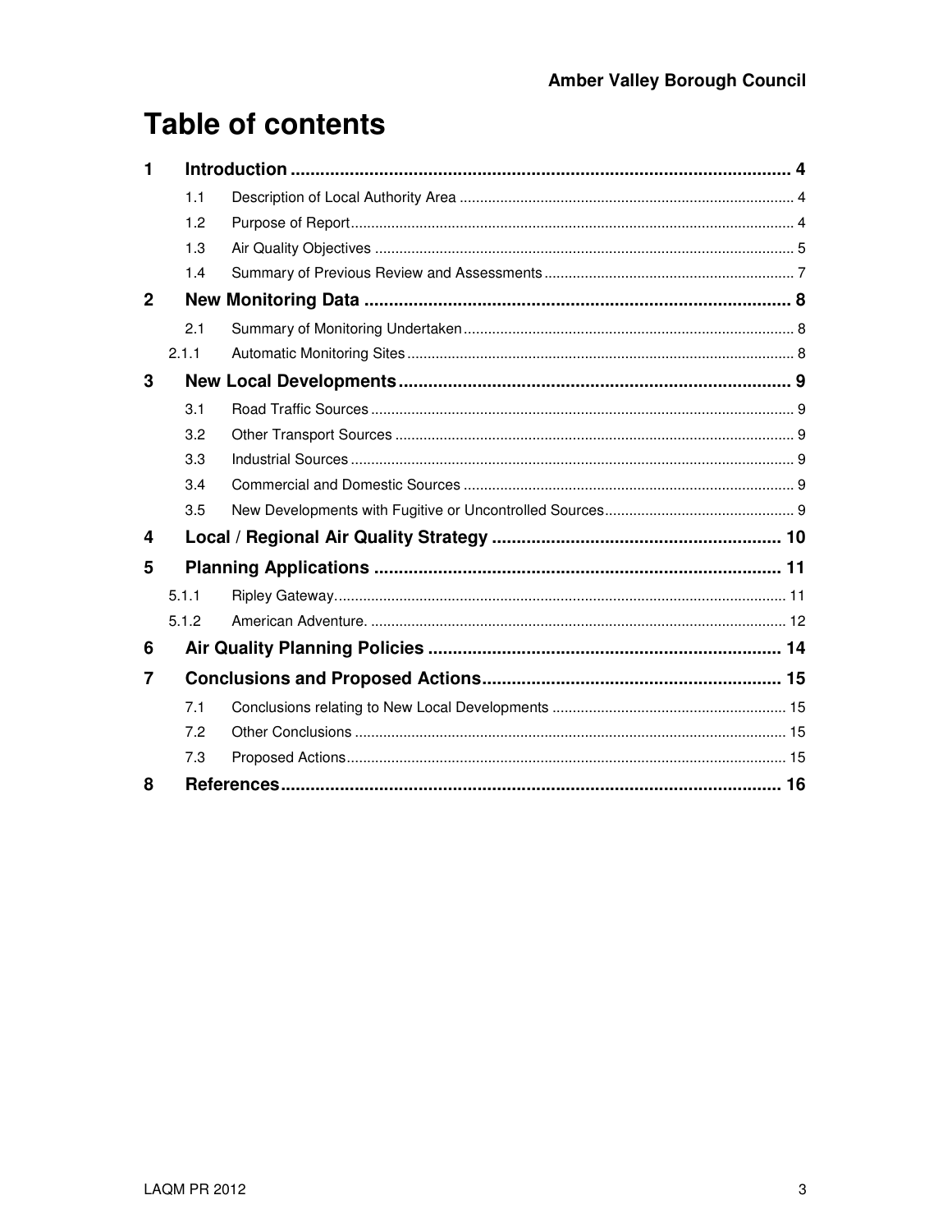# Table of contents

1 Introduction ..... 4
- 1.1 Description of Local Authority Area ..... 4
- 1.2 Purpose of Report ..... 4
- 1.3 Air Quality Objectives ..... 5
- 1.4 Summary of Previous Review and Assessments ..... 7

2 New Monitoring Data ..... 8
- 2.1 Summary of Monitoring Undertaken ..... 8
- 2.1.1 Automatic Monitoring Sites ..... 8

3 New Local Developments ..... 9
- 3.1 Road Traffic Sources ..... 9
- 3.2 Other Transport Sources ..... 9
- 3.3 Industrial Sources ..... 9
- 3.4 Commercial and Domestic Sources ..... 9
- 3.5 New Developments with Fugitive or Uncontrolled Sources ..... 9

4 Local / Regional Air Quality Strategy ..... 10

5 Planning Applications ..... 11
- 5.1.1 Ripley Gateway. ..... 11
- 5.1.2 American Adventure. ..... 12

6 Air Quality Planning Policies ..... 14

7 Conclusions and Proposed Actions ..... 15
- 7.1 Conclusions relating to New Local Developments ..... 15
- 7.2 Other Conclusions ..... 15
- 7.3 Proposed Actions ..... 15

8 References ..... 16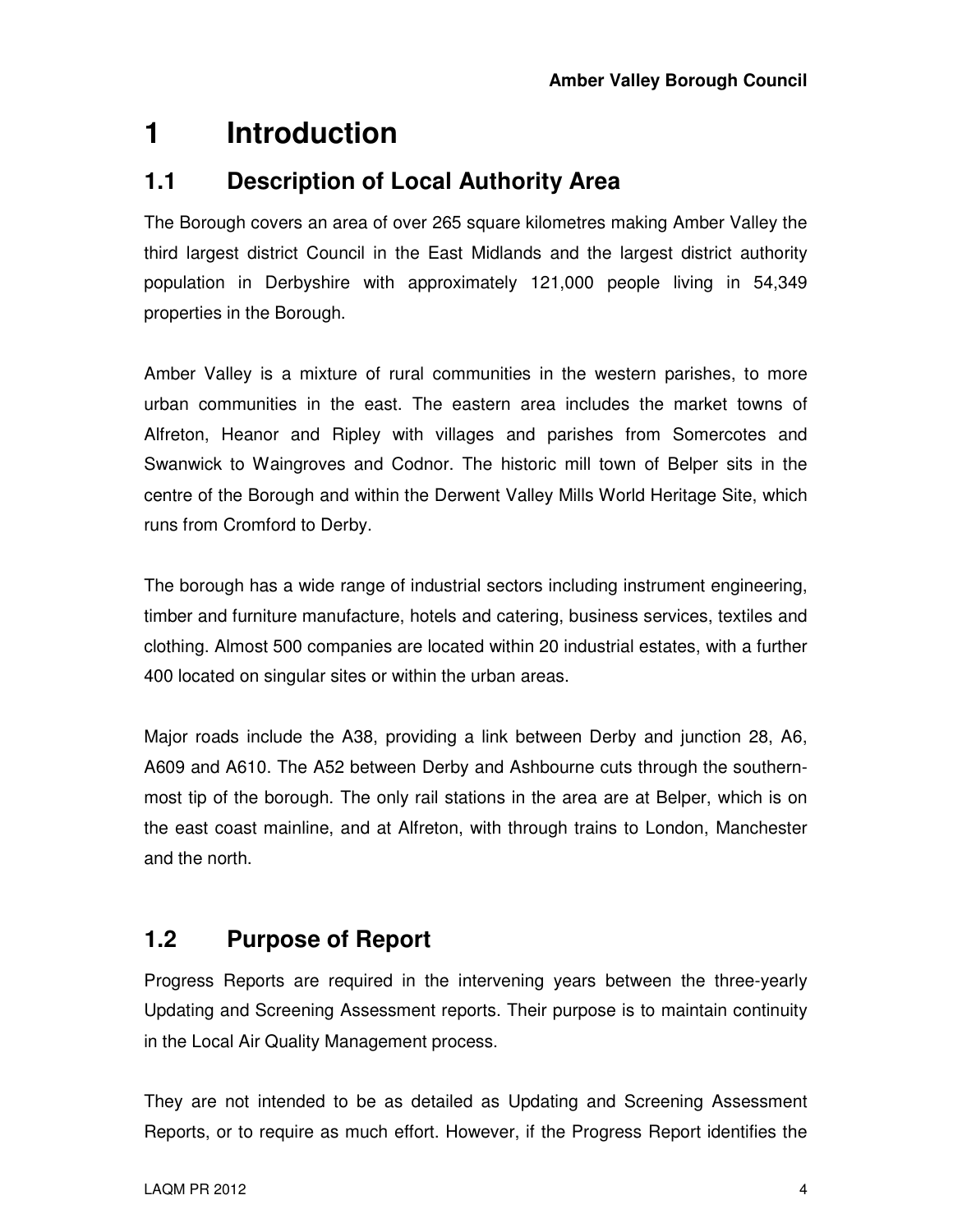# 1 Introduction

## 1.1 Description of Local Authority Area

The Borough covers an area of over 265 square kilometres making Amber Valley the third largest district Council in the East Midlands and the largest district authority population in Derbyshire with approximately 121,000 people living in 54,349 properties in the Borough.

Amber Valley is a mixture of rural communities in the western parishes, to more urban communities in the east. The eastern area includes the market towns of Alfreton, Heanor and Ripley with villages and parishes from Somercotes and Swanwick to Waingroves and Codnor. The historic mill town of Belper sits in the centre of the Borough and within the Derwent Valley Mills World Heritage Site, which runs from Cromford to Derby.

The borough has a wide range of industrial sectors including instrument engineering, timber and furniture manufacture, hotels and catering, business services, textiles and clothing. Almost 500 companies are located within 20 industrial estates, with a further 400 located on singular sites or within the urban areas.

Major roads include the A38, providing a link between Derby and junction 28, A6, A609 and A610. The A52 between Derby and Ashbourne cuts through the southern-most tip of the borough. The only rail stations in the area are at Belper, which is on the east coast mainline, and at Alfreton, with through trains to London, Manchester and the north.

## 1.2 Purpose of Report

Progress Reports are required in the intervening years between the three-yearly Updating and Screening Assessment reports. Their purpose is to maintain continuity in the Local Air Quality Management process.

They are not intended to be as detailed as Updating and Screening Assessment Reports, or to require as much effort. However, if the Progress Report identifies the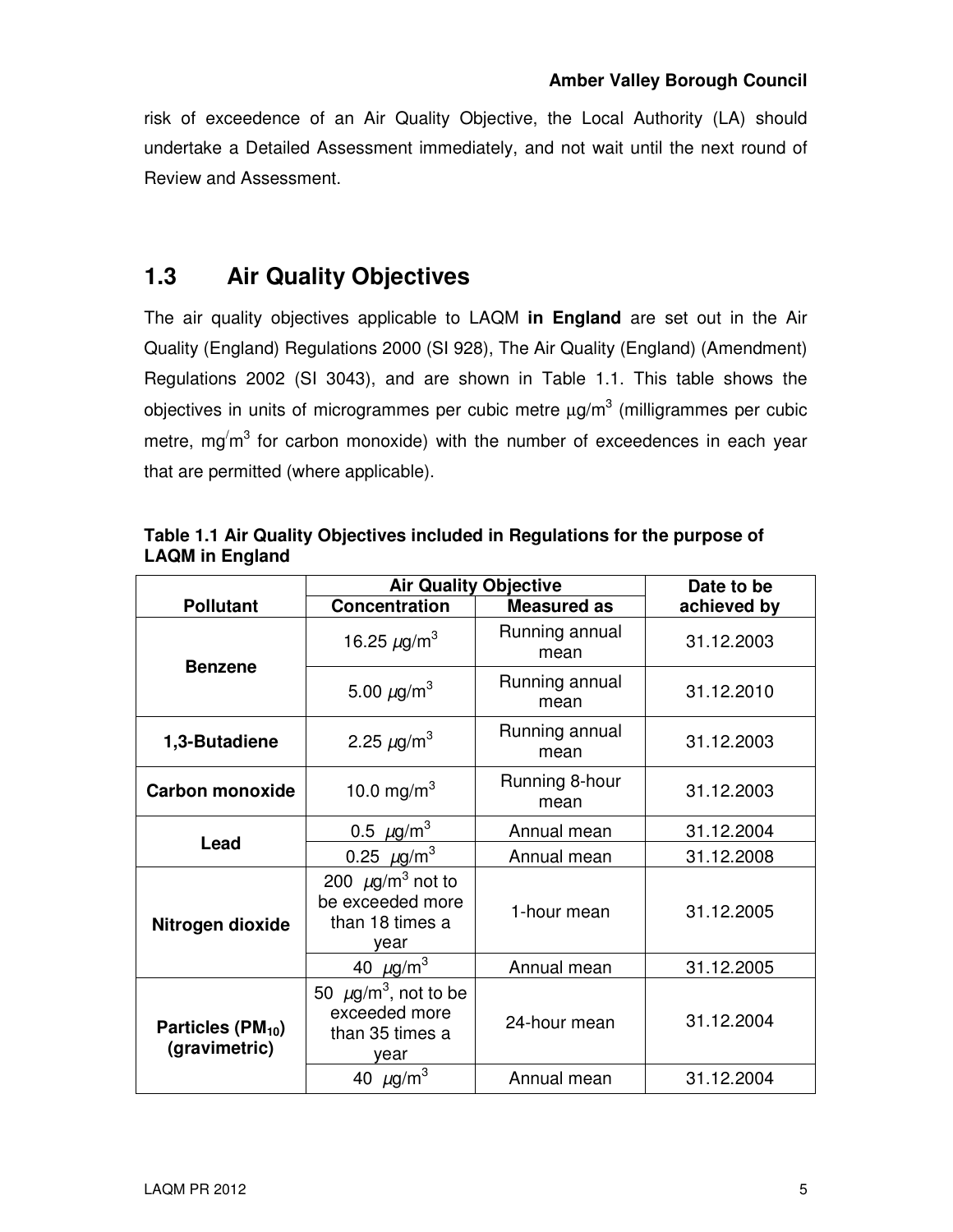risk of exceedence of an Air Quality Objective, the Local Authority (LA) should undertake a Detailed Assessment immediately, and not wait until the next round of Review and Assessment.

## 1.3 Air Quality Objectives

The air quality objectives applicable to LAQM **in England** are set out in the Air Quality (England) Regulations 2000 (SI 928), The Air Quality (England) (Amendment) Regulations 2002 (SI 3043), and are shown in Table 1.1. This table shows the objectives in units of microgrammes per cubic metre µg/m$^3$ (milligrammes per cubic metre, mg/m$^3$ for carbon monoxide) with the number of exceedences in each year that are permitted (where applicable).

**Table 1.1 Air Quality Objectives included in Regulations for the purpose of LAQM in England**

| Pollutant | Air Quality Objective | | Date to be achieved by |
|---|---|---|---|
| | Concentration | Measured as | |
| **Benzene** | 16.25 µg/m$^3$ | Running annual mean | 31.12.2003 |
| | 5.00 µg/m$^3$ | Running annual mean | 31.12.2010 |
| **1,3-Butadiene** | 2.25 µg/m$^3$ | Running annual mean | 31.12.2003 |
| **Carbon monoxide** | 10.0 mg/m$^3$ | Running 8-hour mean | 31.12.2003 |
| **Lead** | 0.5 µg/m$^3$ | Annual mean | 31.12.2004 |
| | 0.25 µg/m$^3$ | Annual mean | 31.12.2008 |
| **Nitrogen dioxide** | 200 µg/m$^3$ not to be exceeded more than 18 times a year | 1-hour mean | 31.12.2005 |
| | 40 µg/m$^3$ | Annual mean | 31.12.2005 |
| **Particles ($PM_{10}$) (gravimetric)** | 50 µg/m$^3$, not to be exceeded more than 35 times a year | 24-hour mean | 31.12.2004 |
| | 40 µg/m$^3$ | Annual mean | 31.12.2004 |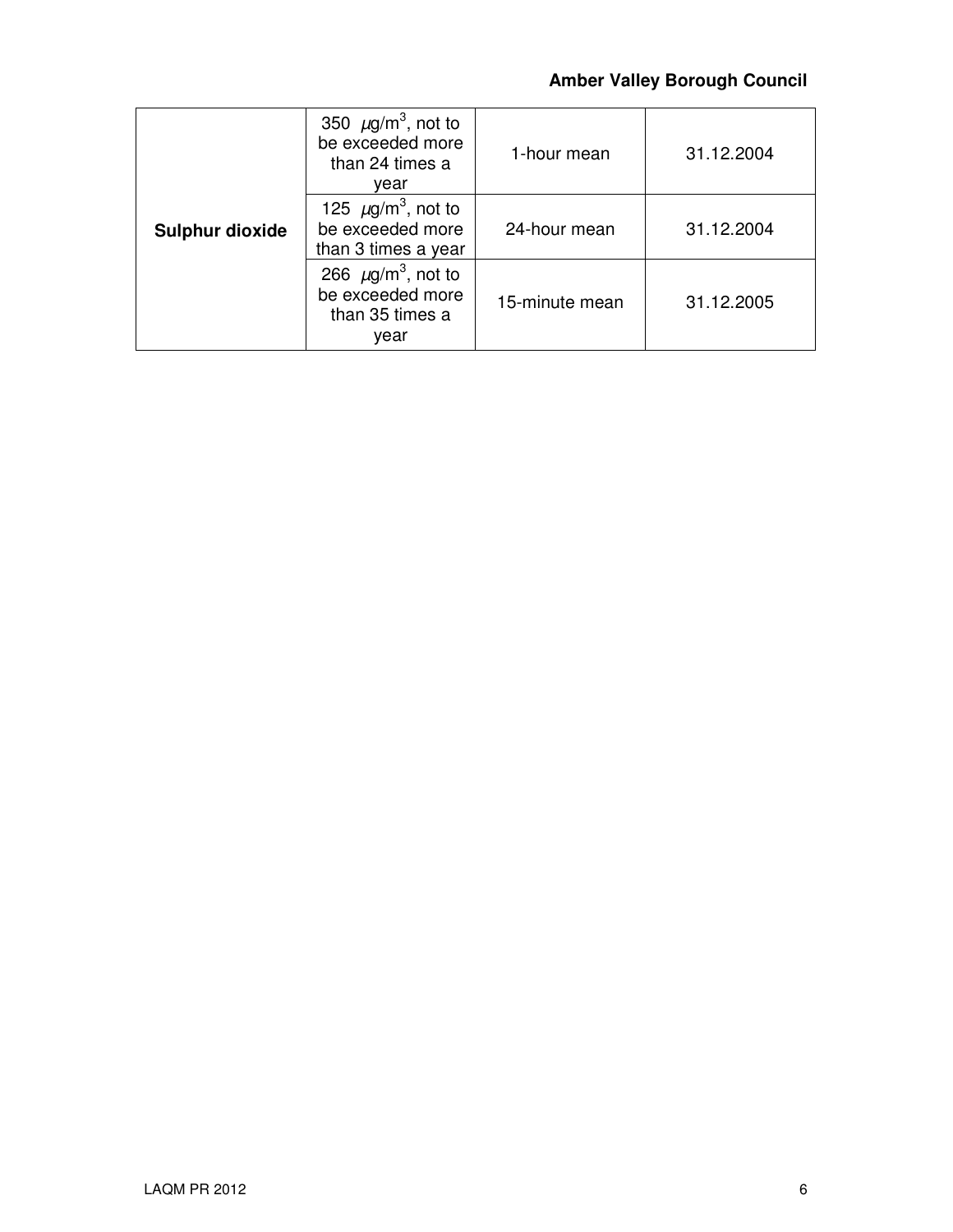| | | | |
|---|---|---|---|
| **Sulphur dioxide** | 350 $\mu g/m^3$, not to be exceeded more than 24 times a year | 1-hour mean | 31.12.2004 |
| | 125 $\mu g/m^3$, not to be exceeded more than 3 times a year | 24-hour mean | 31.12.2004 |
| | 266 $\mu g/m^3$, not to be exceeded more than 35 times a year | 15-minute mean | 31.12.2005 |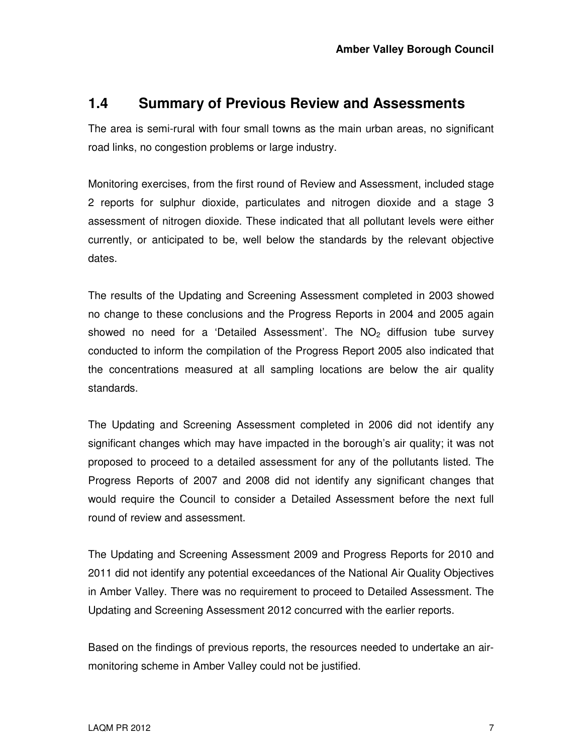## 1.4 Summary of Previous Review and Assessments

The area is semi-rural with four small towns as the main urban areas, no significant road links, no congestion problems or large industry.

Monitoring exercises, from the first round of Review and Assessment, included stage 2 reports for sulphur dioxide, particulates and nitrogen dioxide and a stage 3 assessment of nitrogen dioxide. These indicated that all pollutant levels were either currently, or anticipated to be, well below the standards by the relevant objective dates.

The results of the Updating and Screening Assessment completed in 2003 showed no change to these conclusions and the Progress Reports in 2004 and 2005 again showed no need for a 'Detailed Assessment'. The $NO_2$ diffusion tube survey conducted to inform the compilation of the Progress Report 2005 also indicated that the concentrations measured at all sampling locations are below the air quality standards.

The Updating and Screening Assessment completed in 2006 did not identify any significant changes which may have impacted in the borough's air quality; it was not proposed to proceed to a detailed assessment for any of the pollutants listed. The Progress Reports of 2007 and 2008 did not identify any significant changes that would require the Council to consider a Detailed Assessment before the next full round of review and assessment.

The Updating and Screening Assessment 2009 and Progress Reports for 2010 and 2011 did not identify any potential exceedances of the National Air Quality Objectives in Amber Valley. There was no requirement to proceed to Detailed Assessment. The Updating and Screening Assessment 2012 concurred with the earlier reports.

Based on the findings of previous reports, the resources needed to undertake an air-monitoring scheme in Amber Valley could not be justified.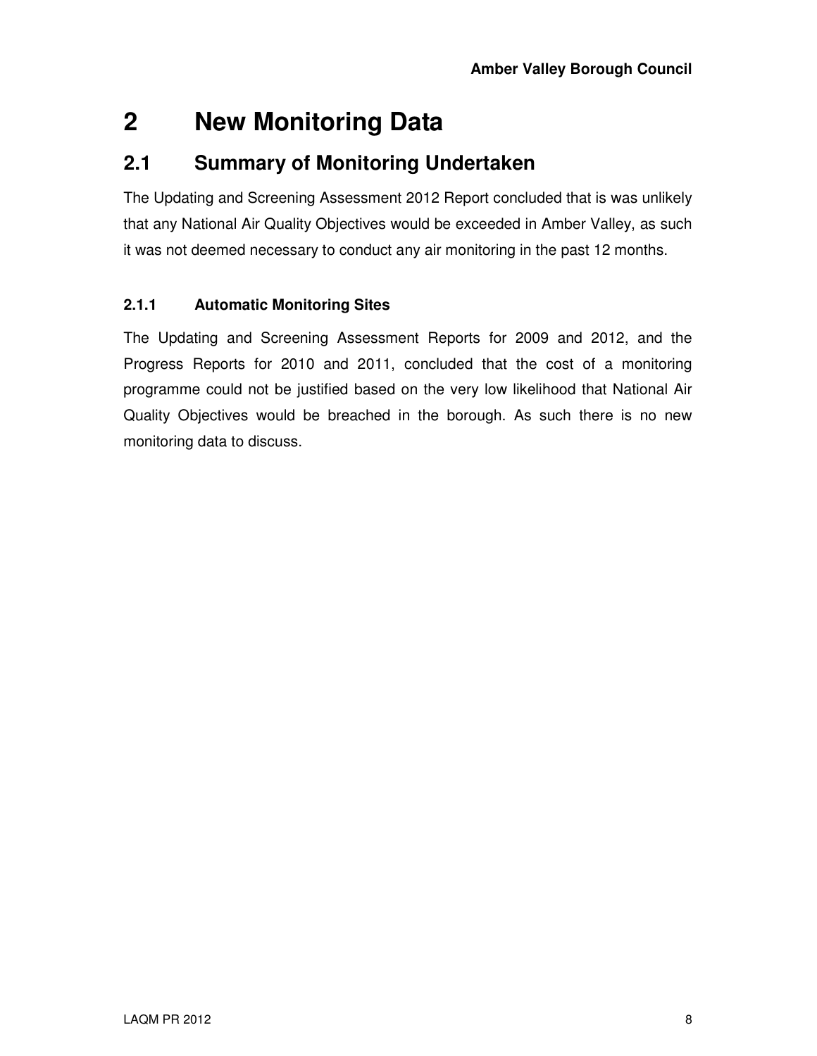# 2 New Monitoring Data

## 2.1 Summary of Monitoring Undertaken

The Updating and Screening Assessment 2012 Report concluded that is was unlikely that any National Air Quality Objectives would be exceeded in Amber Valley, as such it was not deemed necessary to conduct any air monitoring in the past 12 months.

### 2.1.1 Automatic Monitoring Sites

The Updating and Screening Assessment Reports for 2009 and 2012, and the Progress Reports for 2010 and 2011, concluded that the cost of a monitoring programme could not be justified based on the very low likelihood that National Air Quality Objectives would be breached in the borough. As such there is no new monitoring data to discuss.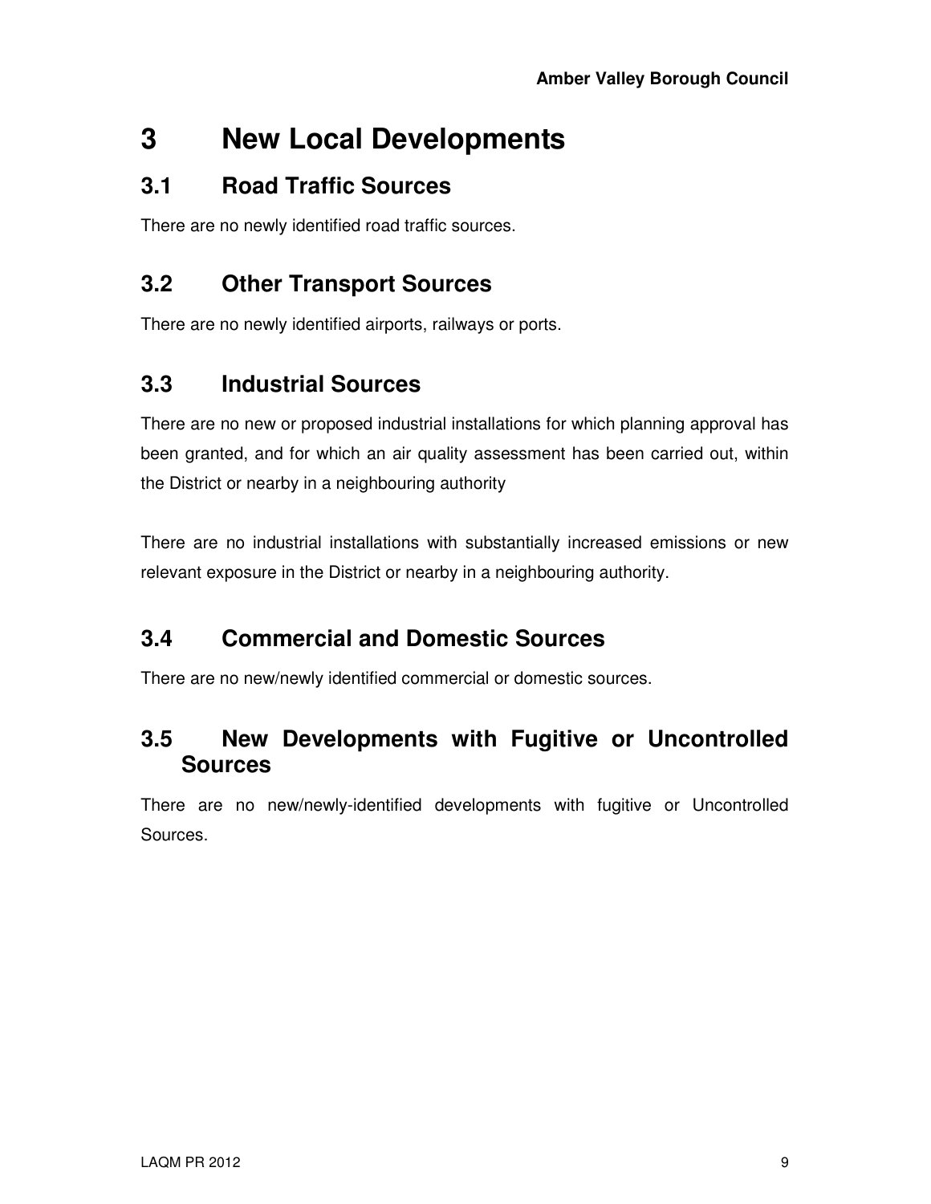# 3 New Local Developments

## 3.1 Road Traffic Sources

There are no newly identified road traffic sources.

## 3.2 Other Transport Sources

There are no newly identified airports, railways or ports.

## 3.3 Industrial Sources

There are no new or proposed industrial installations for which planning approval has been granted, and for which an air quality assessment has been carried out, within the District or nearby in a neighbouring authority

There are no industrial installations with substantially increased emissions or new relevant exposure in the District or nearby in a neighbouring authority.

## 3.4 Commercial and Domestic Sources

There are no new/newly identified commercial or domestic sources.

## 3.5 New Developments with Fugitive or Uncontrolled Sources

There are no new/newly-identified developments with fugitive or Uncontrolled Sources.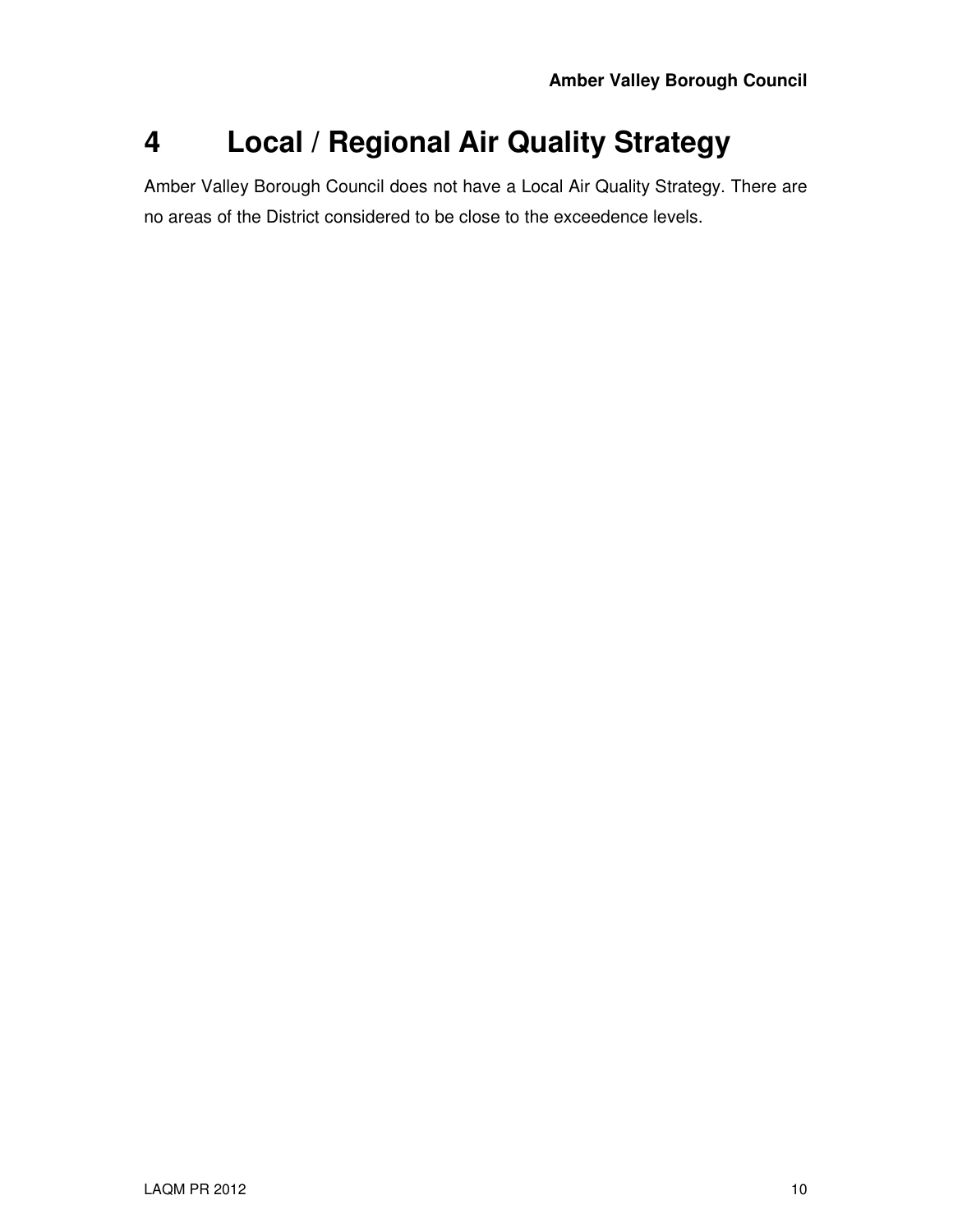# 4 Local / Regional Air Quality Strategy

Amber Valley Borough Council does not have a Local Air Quality Strategy. There are no areas of the District considered to be close to the exceedence levels.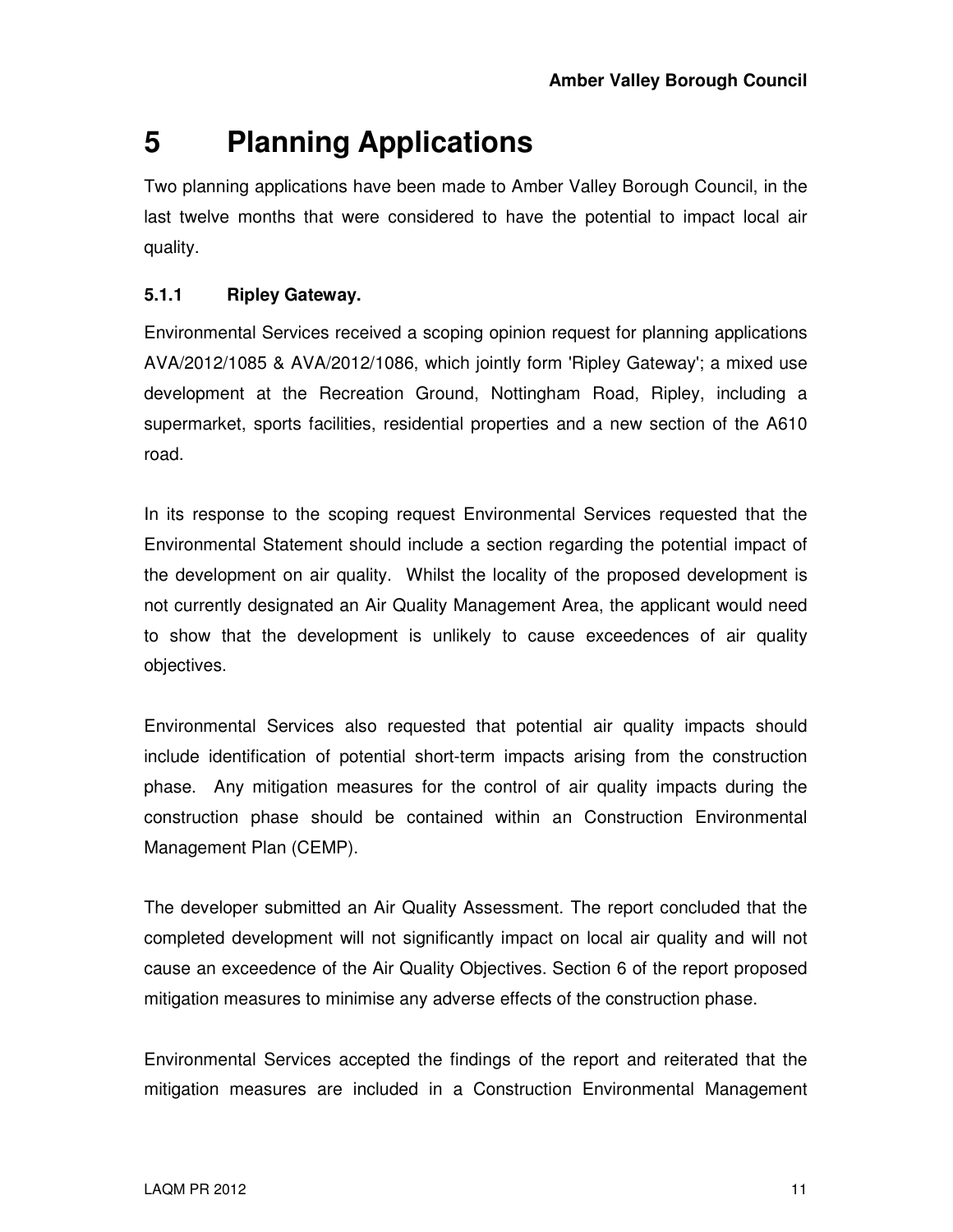# 5 Planning Applications

Two planning applications have been made to Amber Valley Borough Council, in the last twelve months that were considered to have the potential to impact local air quality.

### 5.1.1 Ripley Gateway.

Environmental Services received a scoping opinion request for planning applications AVA/2012/1085 & AVA/2012/1086, which jointly form 'Ripley Gateway'; a mixed use development at the Recreation Ground, Nottingham Road, Ripley, including a supermarket, sports facilities, residential properties and a new section of the A610 road.

In its response to the scoping request Environmental Services requested that the Environmental Statement should include a section regarding the potential impact of the development on air quality. Whilst the locality of the proposed development is not currently designated an Air Quality Management Area, the applicant would need to show that the development is unlikely to cause exceedences of air quality objectives.

Environmental Services also requested that potential air quality impacts should include identification of potential short-term impacts arising from the construction phase. Any mitigation measures for the control of air quality impacts during the construction phase should be contained within an Construction Environmental Management Plan (CEMP).

The developer submitted an Air Quality Assessment. The report concluded that the completed development will not significantly impact on local air quality and will not cause an exceedence of the Air Quality Objectives. Section 6 of the report proposed mitigation measures to minimise any adverse effects of the construction phase.

Environmental Services accepted the findings of the report and reiterated that the mitigation measures are included in a Construction Environmental Management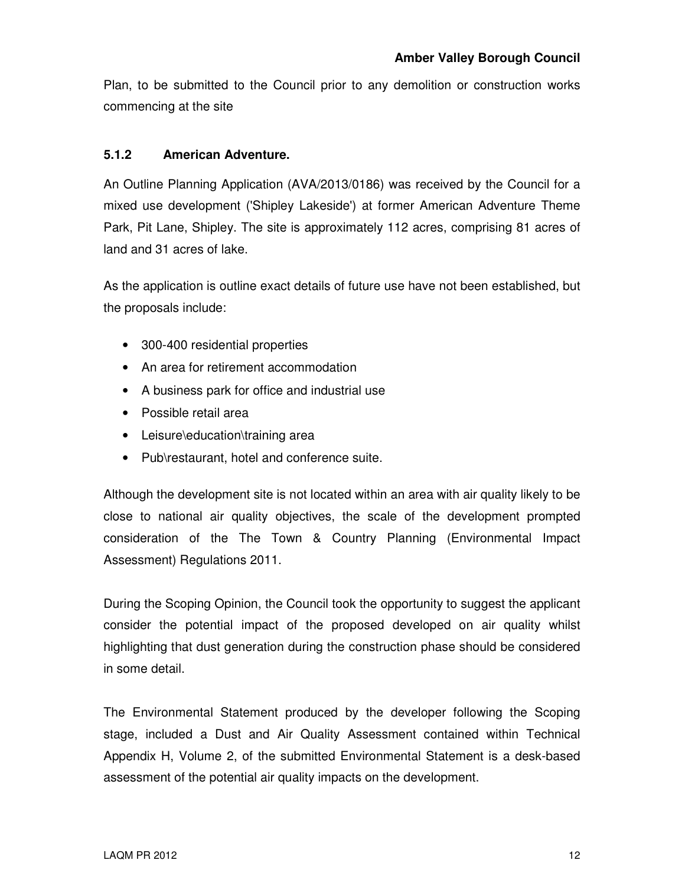Plan, to be submitted to the Council prior to any demolition or construction works commencing at the site

### 5.1.2 American Adventure.

An Outline Planning Application (AVA/2013/0186) was received by the Council for a mixed use development ('Shipley Lakeside') at former American Adventure Theme Park, Pit Lane, Shipley. The site is approximately 112 acres, comprising 81 acres of land and 31 acres of lake.

As the application is outline exact details of future use have not been established, but the proposals include:

- 300-400 residential properties
- An area for retirement accommodation
- A business park for office and industrial use
- Possible retail area
- Leisure\education\training area
- Pub\restaurant, hotel and conference suite.

Although the development site is not located within an area with air quality likely to be close to national air quality objectives, the scale of the development prompted consideration of the The Town & Country Planning (Environmental Impact Assessment) Regulations 2011.

During the Scoping Opinion, the Council took the opportunity to suggest the applicant consider the potential impact of the proposed developed on air quality whilst highlighting that dust generation during the construction phase should be considered in some detail.

The Environmental Statement produced by the developer following the Scoping stage, included a Dust and Air Quality Assessment contained within Technical Appendix H, Volume 2, of the submitted Environmental Statement is a desk-based assessment of the potential air quality impacts on the development.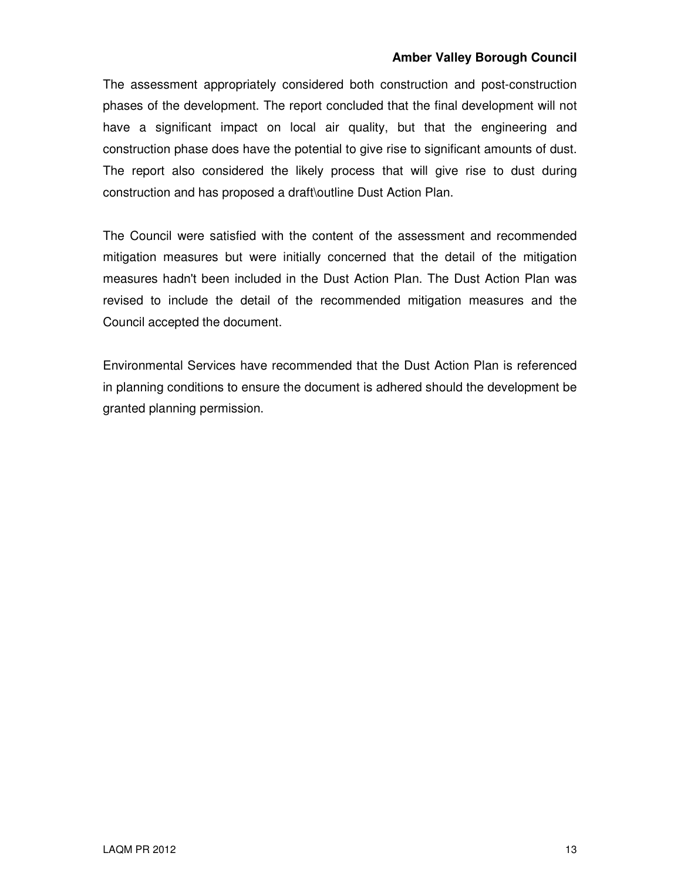The assessment appropriately considered both construction and post-construction phases of the development. The report concluded that the final development will not have a significant impact on local air quality, but that the engineering and construction phase does have the potential to give rise to significant amounts of dust. The report also considered the likely process that will give rise to dust during construction and has proposed a draft\outline Dust Action Plan.

The Council were satisfied with the content of the assessment and recommended mitigation measures but were initially concerned that the detail of the mitigation measures hadn't been included in the Dust Action Plan. The Dust Action Plan was revised to include the detail of the recommended mitigation measures and the Council accepted the document.

Environmental Services have recommended that the Dust Action Plan is referenced in planning conditions to ensure the document is adhered should the development be granted planning permission.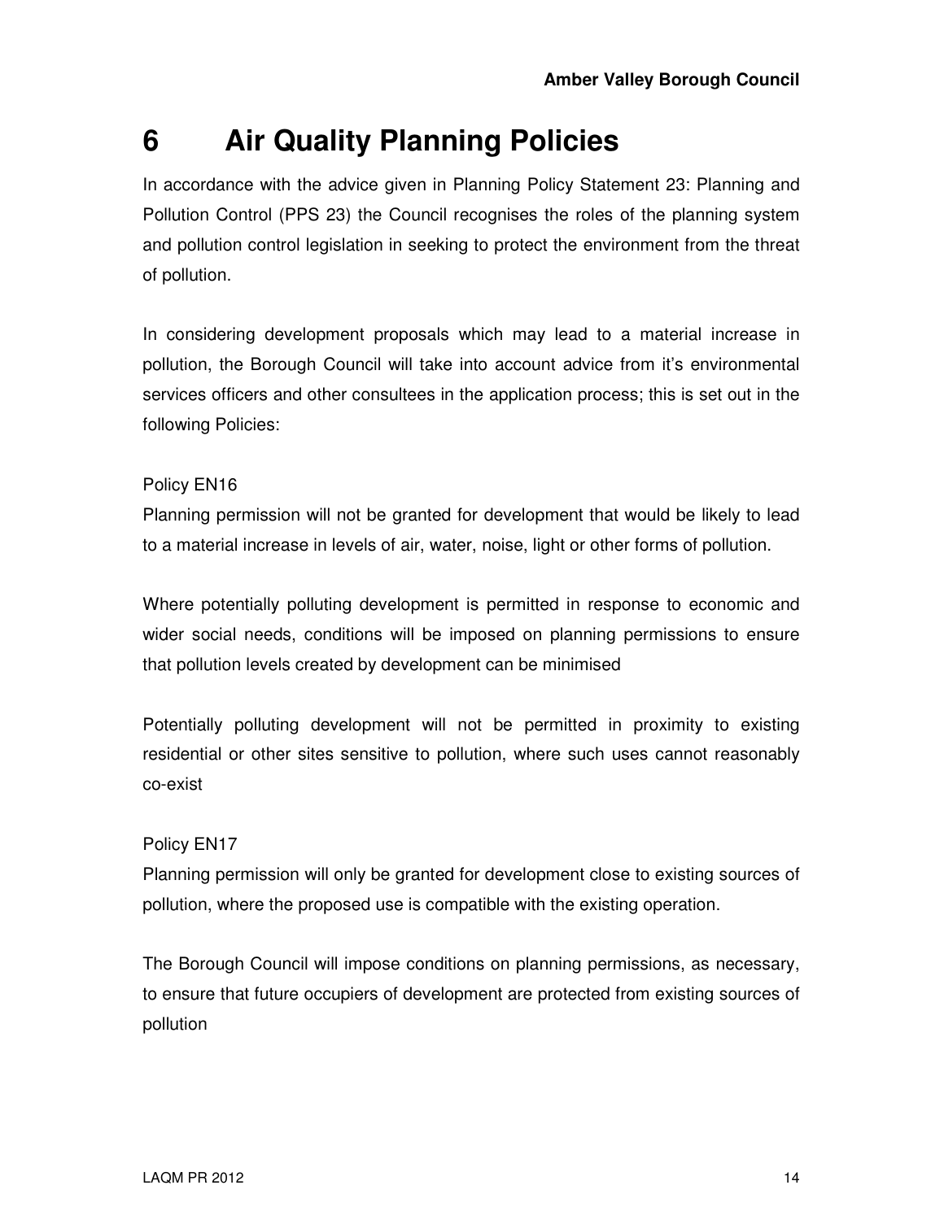# 6 Air Quality Planning Policies

In accordance with the advice given in Planning Policy Statement 23: Planning and Pollution Control (PPS 23) the Council recognises the roles of the planning system and pollution control legislation in seeking to protect the environment from the threat of pollution.

In considering development proposals which may lead to a material increase in pollution, the Borough Council will take into account advice from it's environmental services officers and other consultees in the application process; this is set out in the following Policies:

Policy EN16

Planning permission will not be granted for development that would be likely to lead to a material increase in levels of air, water, noise, light or other forms of pollution.

Where potentially polluting development is permitted in response to economic and wider social needs, conditions will be imposed on planning permissions to ensure that pollution levels created by development can be minimised

Potentially polluting development will not be permitted in proximity to existing residential or other sites sensitive to pollution, where such uses cannot reasonably co-exist

Policy EN17

Planning permission will only be granted for development close to existing sources of pollution, where the proposed use is compatible with the existing operation.

The Borough Council will impose conditions on planning permissions, as necessary, to ensure that future occupiers of development are protected from existing sources of pollution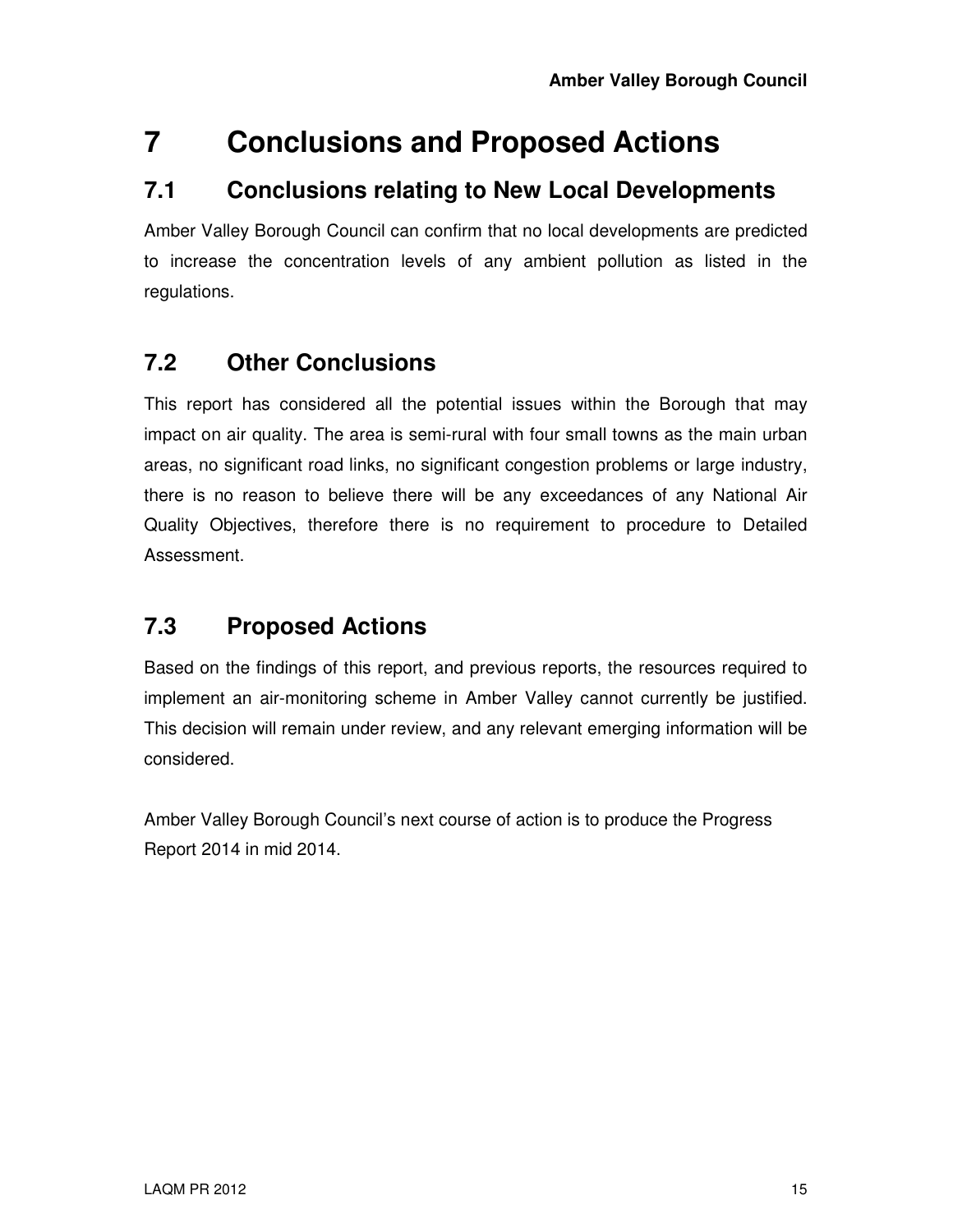# 7 Conclusions and Proposed Actions

## 7.1 Conclusions relating to New Local Developments

Amber Valley Borough Council can confirm that no local developments are predicted to increase the concentration levels of any ambient pollution as listed in the regulations.

## 7.2 Other Conclusions

This report has considered all the potential issues within the Borough that may impact on air quality. The area is semi-rural with four small towns as the main urban areas, no significant road links, no significant congestion problems or large industry, there is no reason to believe there will be any exceedances of any National Air Quality Objectives, therefore there is no requirement to procedure to Detailed Assessment.

## 7.3 Proposed Actions

Based on the findings of this report, and previous reports, the resources required to implement an air-monitoring scheme in Amber Valley cannot currently be justified. This decision will remain under review, and any relevant emerging information will be considered.

Amber Valley Borough Council's next course of action is to produce the Progress Report 2014 in mid 2014.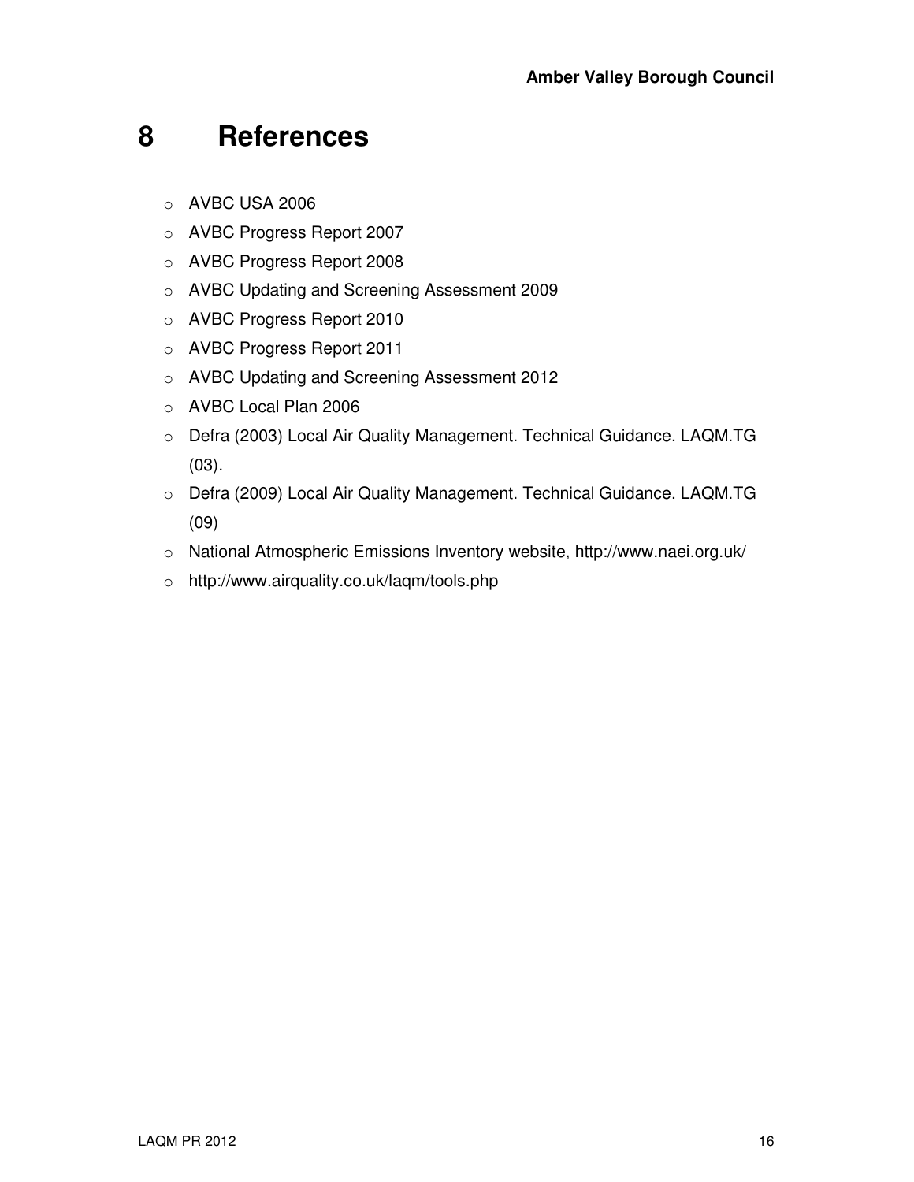# 8 References

- AVBC USA 2006
- AVBC Progress Report 2007
- AVBC Progress Report 2008
- AVBC Updating and Screening Assessment 2009
- AVBC Progress Report 2010
- AVBC Progress Report 2011
- AVBC Updating and Screening Assessment 2012
- AVBC Local Plan 2006
- Defra (2003) Local Air Quality Management. Technical Guidance. LAQM.TG (03).
- Defra (2009) Local Air Quality Management. Technical Guidance. LAQM.TG (09)
- National Atmospheric Emissions Inventory website, http://www.naei.org.uk/
- http://www.airquality.co.uk/laqm/tools.php